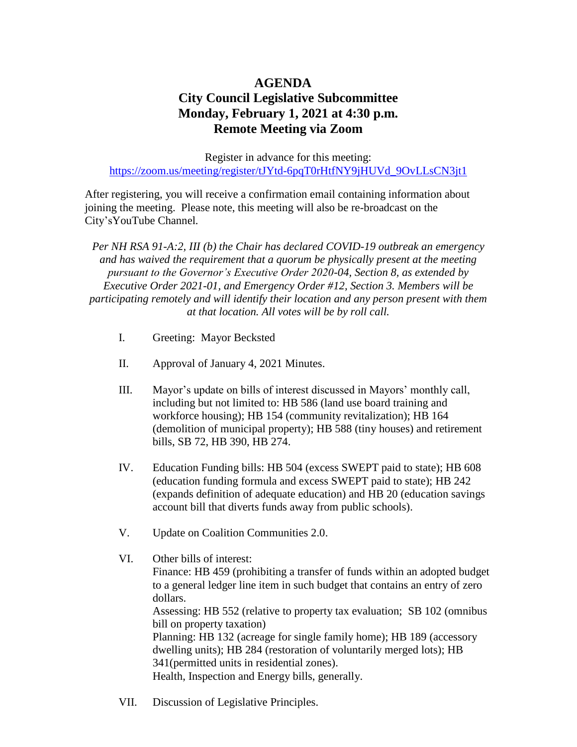# AGENDA
## City Council Legislative Subcommittee
## Monday, February 1, 2021 at 4:30 p.m.
## Remote Meeting via Zoom

Register in advance for this meeting:
https://zoom.us/meeting/register/tJYtd-6pqT0rHtfNY9jHUVd_9OvLLsCN3jt1

After registering, you will receive a confirmation email containing information about joining the meeting. Please note, this meeting will also be re-broadcast on the City'sYouTube Channel.

*Per NH RSA 91-A:2, III (b) the Chair has declared COVID-19 outbreak an emergency and has waived the requirement that a quorum be physically present at the meeting pursuant to the Governor's Executive Order 2020-04, Section 8, as extended by Executive Order 2021-01, and Emergency Order #12, Section 3. Members will be participating remotely and will identify their location and any person present with them at that location. All votes will be by roll call.*

I. Greeting: Mayor Becksted

II. Approval of January 4, 2021 Minutes.

III. Mayor's update on bills of interest discussed in Mayors' monthly call, including but not limited to: HB 586 (land use board training and workforce housing); HB 154 (community revitalization); HB 164 (demolition of municipal property); HB 588 (tiny houses) and retirement bills, SB 72, HB 390, HB 274.

IV. Education Funding bills: HB 504 (excess SWEPT paid to state); HB 608 (education funding formula and excess SWEPT paid to state); HB 242 (expands definition of adequate education) and HB 20 (education savings account bill that diverts funds away from public schools).

V. Update on Coalition Communities 2.0.

VI. Other bills of interest:
Finance: HB 459 (prohibiting a transfer of funds within an adopted budget to a general ledger line item in such budget that contains an entry of zero dollars.
Assessing: HB 552 (relative to property tax evaluation; SB 102 (omnibus bill on property taxation)
Planning: HB 132 (acreage for single family home); HB 189 (accessory dwelling units); HB 284 (restoration of voluntarily merged lots); HB 341(permitted units in residential zones).
Health, Inspection and Energy bills, generally.

VII. Discussion of Legislative Principles.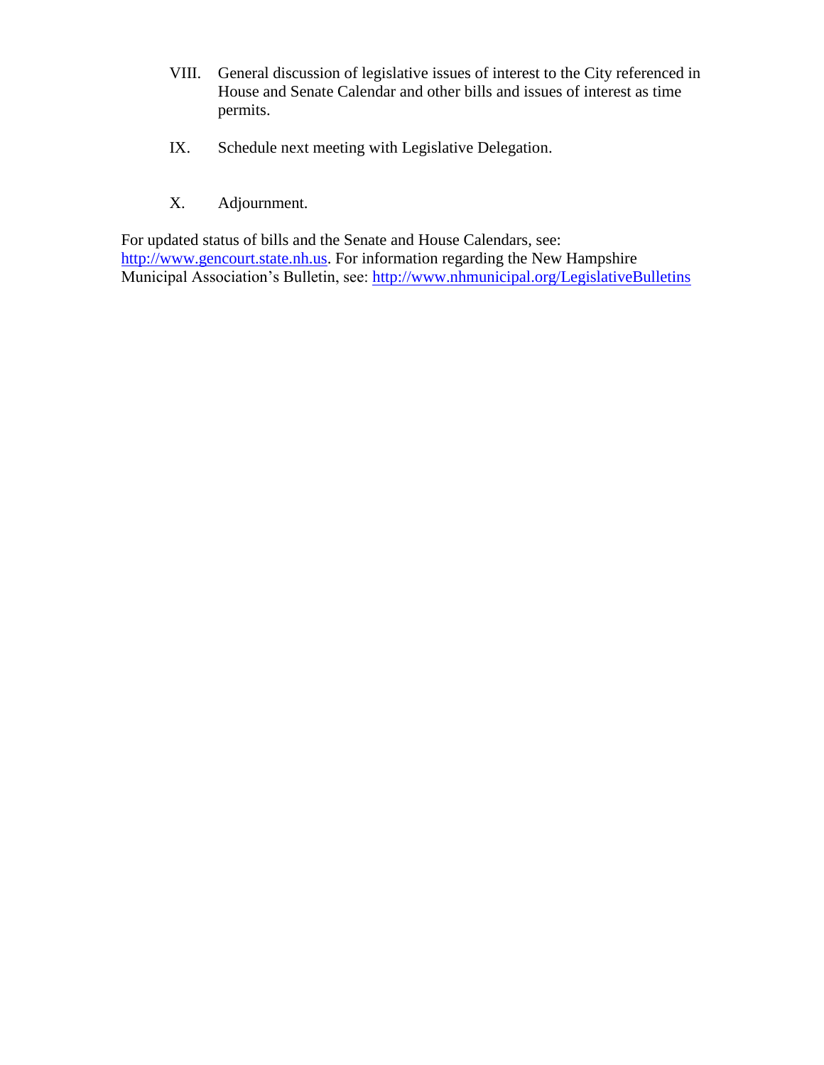VIII. General discussion of legislative issues of interest to the City referenced in House and Senate Calendar and other bills and issues of interest as time permits.

IX. Schedule next meeting with Legislative Delegation.

X. Adjournment.

For updated status of bills and the Senate and House Calendars, see: http://www.gencourt.state.nh.us. For information regarding the New Hampshire Municipal Association's Bulletin, see: http://www.nhmunicipal.org/LegislativeBulletins